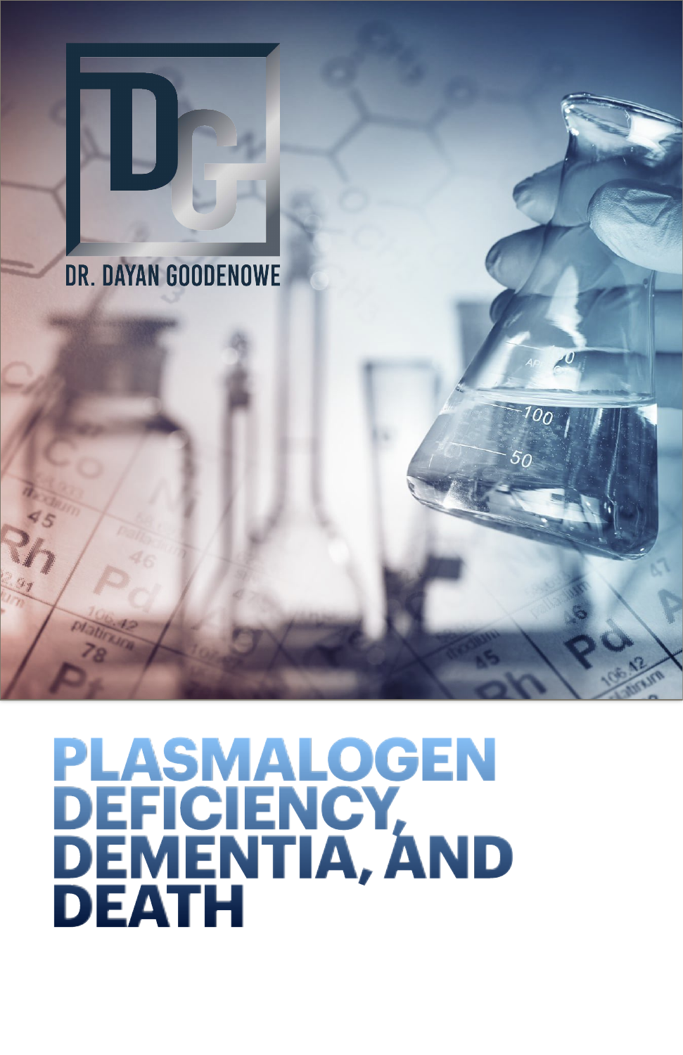DR. DAYAN GOODENOWE

# PLASMALOGEN DEFICIENCY, DEMENTIA, AND DEATH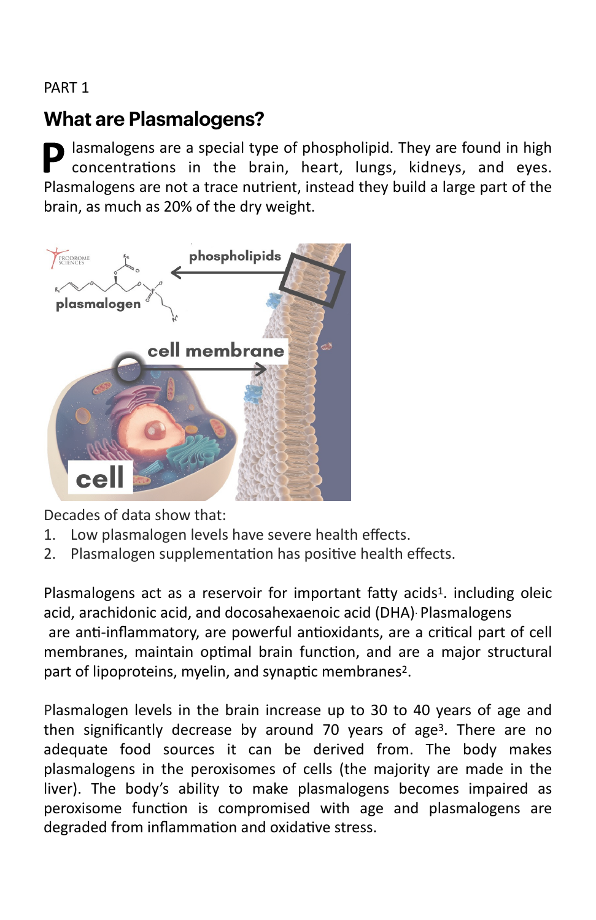PART 1

## What are Plasmalogens?

Plasmalogens are a special type of phospholipid. They are found in high concentrations in the brain, heart, lungs, kidneys, and eyes. Plasmalogens are not a trace nutrient, instead they build a large part of the brain, as much as 20% of the dry weight.

Decades of data show that:

1. Low plasmalogen levels have severe health effects.
2. Plasmalogen supplementation has positive health effects.

Plasmalogens act as a reservoir for important fatty acids[1]. including oleic acid, arachidonic acid, and docosahexaenoic acid (DHA). Plasmalogens are anti-inflammatory, are powerful antioxidants, are a critical part of cell membranes, maintain optimal brain function, and are a major structural part of lipoproteins, myelin, and synaptic membranes[2].

Plasmalogen levels in the brain increase up to 30 to 40 years of age and then significantly decrease by around 70 years of age[3]. There are no adequate food sources it can be derived from. The body makes plasmalogens in the peroxisomes of cells (the majority are made in the liver). The body's ability to make plasmalogens becomes impaired as peroxisome function is compromised with age and plasmalogens are degraded from inflammation and oxidative stress.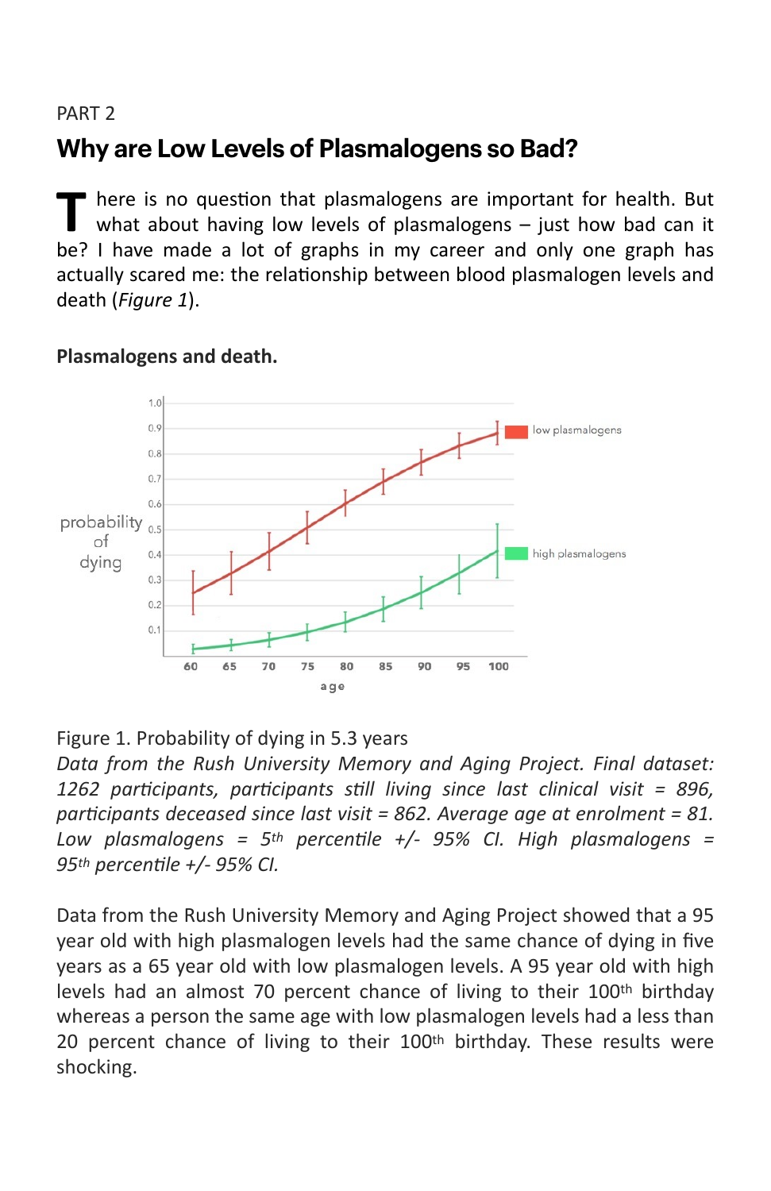PART 2

## Why are Low Levels of Plasmalogens so Bad?

There is no question that plasmalogens are important for health. But what about having low levels of plasmalogens – just how bad can it be? I have made a lot of graphs in my career and only one graph has actually scared me: the relationship between blood plasmalogen levels and death (*Figure 1*).

**Plasmalogens and death.**

Figure 1. Probability of dying in 5.3 years

*Data from the Rush University Memory and Aging Project. Final dataset: 1262 participants, participants still living since last clinical visit = 896, participants deceased since last visit = 862. Average age at enrolment = 81. Low plasmalogens = 5th percentile +/- 95% CI. High plasmalogens = 95th percentile +/- 95% CI.*

Data from the Rush University Memory and Aging Project showed that a 95 year old with high plasmalogen levels had the same chance of dying in five years as a 65 year old with low plasmalogen levels. A 95 year old with high levels had an almost 70 percent chance of living to their 100th birthday whereas a person the same age with low plasmalogen levels had a less than 20 percent chance of living to their 100th birthday. These results were shocking.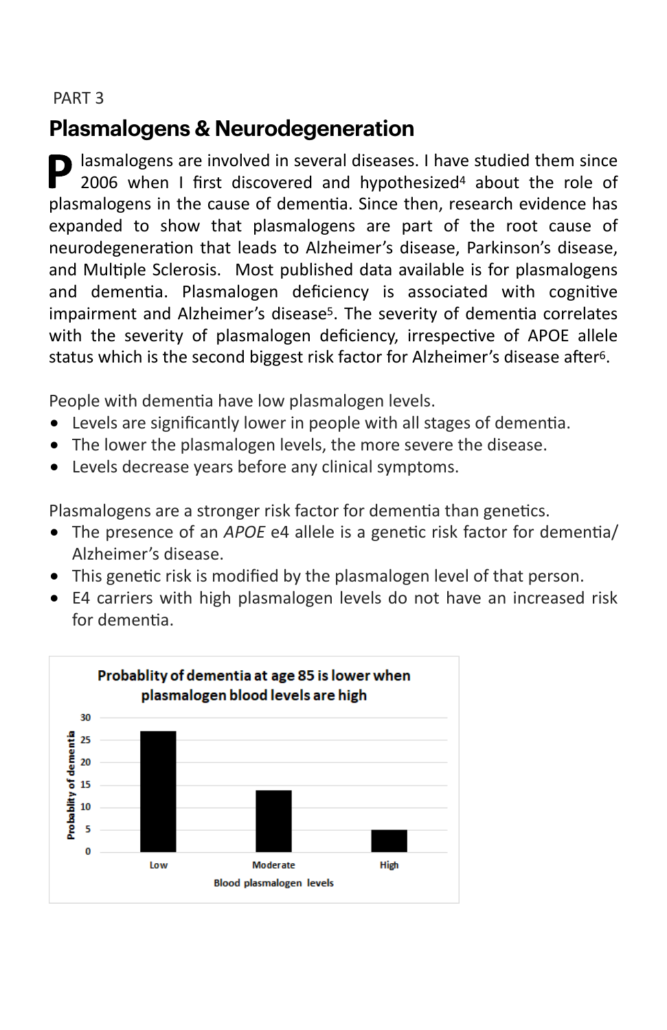PART 3

# Plasmalogens & Neurodegeneration

Plasmalogens are involved in several diseases. I have studied them since 2006 when I first discovered and hypothesized[4] about the role of plasmalogens in the cause of dementia. Since then, research evidence has expanded to show that plasmalogens are part of the root cause of neurodegeneration that leads to Alzheimer's disease, Parkinson's disease, and Multiple Sclerosis. Most published data available is for plasmalogens and dementia. Plasmalogen deficiency is associated with cognitive impairment and Alzheimer's disease[5]. The severity of dementia correlates with the severity of plasmalogen deficiency, irrespective of APOE allele status which is the second biggest risk factor for Alzheimer's disease after[6].

People with dementia have low plasmalogen levels.

- Levels are significantly lower in people with all stages of dementia.
- The lower the plasmalogen levels, the more severe the disease.
- Levels decrease years before any clinical symptoms.

Plasmalogens are a stronger risk factor for dementia than genetics.

- The presence of an *APOE* e4 allele is a genetic risk factor for dementia/ Alzheimer's disease.
- This genetic risk is modified by the plasmalogen level of that person.
- E4 carriers with high plasmalogen levels do not have an increased risk for dementia.

**Probablity of dementia at age 85 is lower when plasmalogen blood levels are high**

| Blood plasmalogen levels | Probablity of dementia |
|---|---|
| Low | ~27 |
| Moderate | ~14 |
| High | ~5 |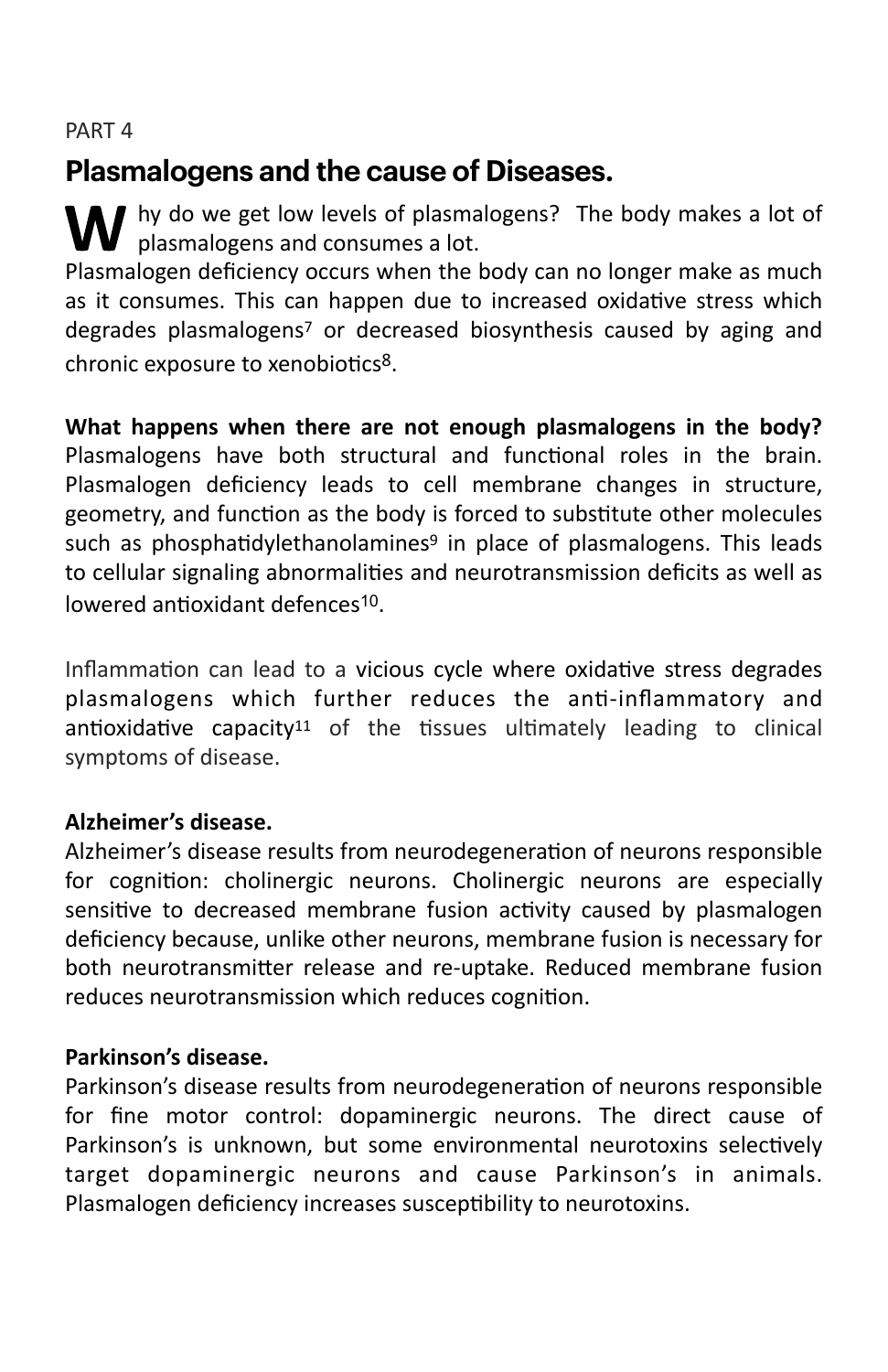PART 4

## Plasmalogens and the cause of Diseases.

Why do we get low levels of plasmalogens? The body makes a lot of plasmalogens and consumes a lot.

Plasmalogen deficiency occurs when the body can no longer make as much as it consumes. This can happen due to increased oxidative stress which degrades plasmalogens[7] or decreased biosynthesis caused by aging and chronic exposure to xenobiotics[8].

**What happens when there are not enough plasmalogens in the body?** Plasmalogens have both structural and functional roles in the brain. Plasmalogen deficiency leads to cell membrane changes in structure, geometry, and function as the body is forced to substitute other molecules such as phosphatidylethanolamines[9] in place of plasmalogens. This leads to cellular signaling abnormalities and neurotransmission deficits as well as lowered antioxidant defences[10].

Inflammation can lead to a vicious cycle where oxidative stress degrades plasmalogens which further reduces the anti-inflammatory and antioxidative capacity[11] of the tissues ultimately leading to clinical symptoms of disease.

**Alzheimer's disease.**

Alzheimer's disease results from neurodegeneration of neurons responsible for cognition: cholinergic neurons. Cholinergic neurons are especially sensitive to decreased membrane fusion activity caused by plasmalogen deficiency because, unlike other neurons, membrane fusion is necessary for both neurotransmitter release and re-uptake. Reduced membrane fusion reduces neurotransmission which reduces cognition.

**Parkinson's disease.**

Parkinson's disease results from neurodegeneration of neurons responsible for fine motor control: dopaminergic neurons. The direct cause of Parkinson's is unknown, but some environmental neurotoxins selectively target dopaminergic neurons and cause Parkinson's in animals. Plasmalogen deficiency increases susceptibility to neurotoxins.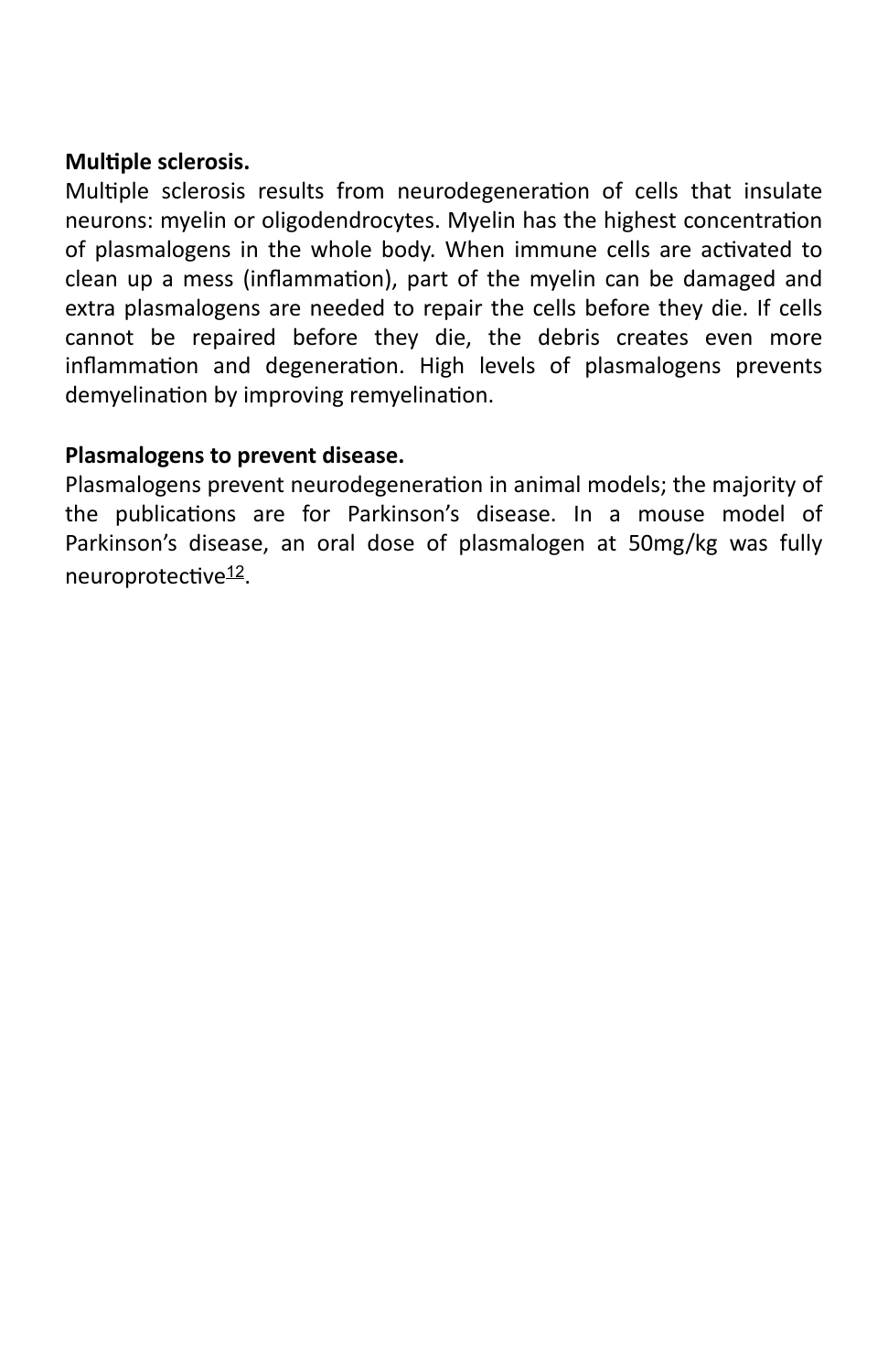**Multiple sclerosis.**

Multiple sclerosis results from neurodegeneration of cells that insulate neurons: myelin or oligodendrocytes. Myelin has the highest concentration of plasmalogens in the whole body. When immune cells are activated to clean up a mess (inflammation), part of the myelin can be damaged and extra plasmalogens are needed to repair the cells before they die. If cells cannot be repaired before they die, the debris creates even more inflammation and degeneration. High levels of plasmalogens prevents demyelination by improving remyelination.

**Plasmalogens to prevent disease.**

Plasmalogens prevent neurodegeneration in animal models; the majority of the publications are for Parkinson's disease. In a mouse model of Parkinson's disease, an oral dose of plasmalogen at 50mg/kg was fully neuroprotective[12].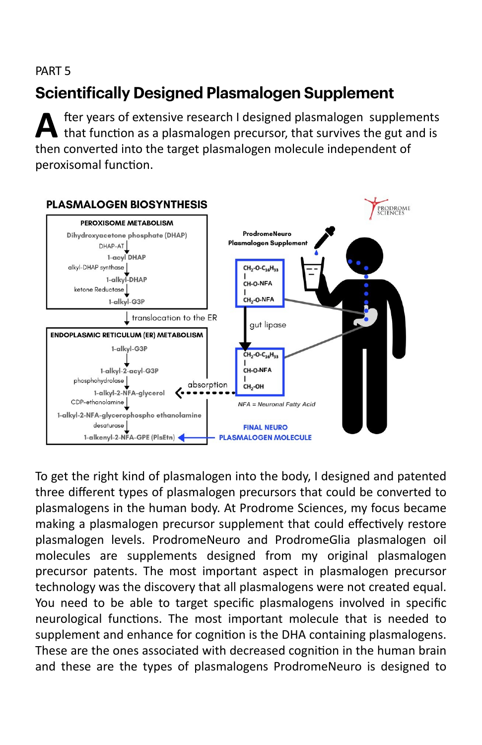PART 5

# Scientifically Designed Plasmalogen Supplement

After years of extensive research I designed plasmalogen supplements that function as a plasmalogen precursor, that survives the gut and is then converted into the target plasmalogen molecule independent of peroxisomal function.

**PLASMALOGEN BIOSYNTHESIS**

**PEROXISOME METABOLISM**

Dihydroxyacetone phosphate (DHAP)
↓ DHAP-AT
1-acyl DHAP
↓ alkyl-DHAP synthase
1-alkyl-DHAP
↓ ketone Reductase
1-alkyl-G3P

↓ translocation to the ER

**ENDOPLASMIC RETICULUM (ER) METABOLISM**

1-alkyl-G3P
↓
1-alkyl-2-acyl-G3P
↓ phosphohydrolase
1-alkyl-2-NFA-glycerol
↓ CDP-ethanolamine
1-alkyl-2-NFA-glycerophospho ethanolamine
↓ desaturase
1-alkenyl-2-NFA-GPE (PlsEtn)

**ProdromeNeuro Plasmalogen Supplement**

$CH_2$-O-$C_{16}H_{33}$
|
CH-O-NFA
|
$CH_2$-O-NFA

↓ gut lipase

$CH_2$-O-$C_{16}H_{33}$
|
CH-O-NFA
|
$CH_2$-OH

absorption → 1-alkyl-2-NFA-glycerol

*NFA = Neuronal Fatty Acid*

**FINAL NEURO PLASMALOGEN MOLECULE**

PRODROME SCIENCES

To get the right kind of plasmalogen into the body, I designed and patented three different types of plasmalogen precursors that could be converted to plasmalogens in the human body. At Prodrome Sciences, my focus became making a plasmalogen precursor supplement that could effectively restore plasmalogen levels. ProdromeNeuro and ProdromeGlia plasmalogen oil molecules are supplements designed from my original plasmalogen precursor patents. The most important aspect in plasmalogen precursor technology was the discovery that all plasmalogens were not created equal. You need to be able to target specific plasmalogens involved in specific neurological functions. The most important molecule that is needed to supplement and enhance for cognition is the DHA containing plasmalogens. These are the ones associated with decreased cognition in the human brain and these are the types of plasmalogens ProdromeNeuro is designed to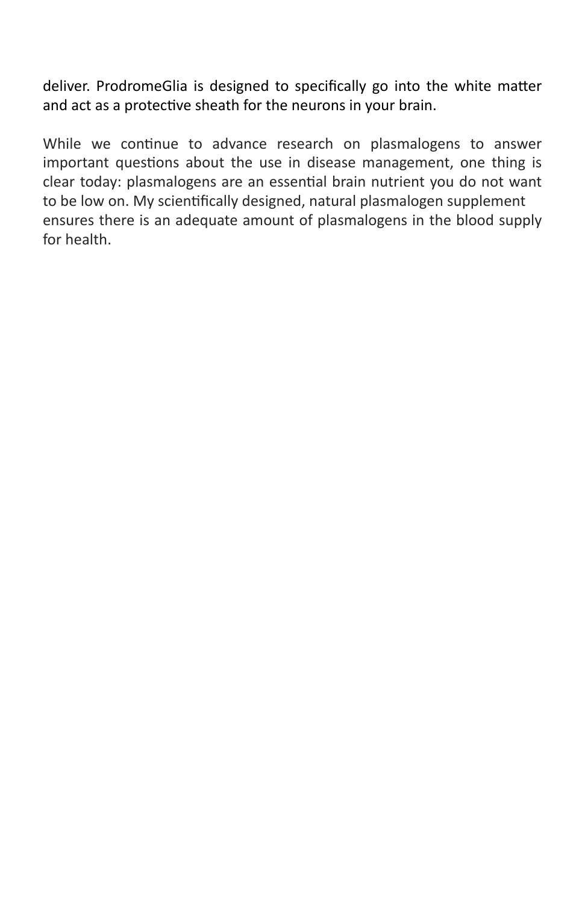deliver. ProdromeGlia is designed to specifically go into the white matter and act as a protective sheath for the neurons in your brain.

While we continue to advance research on plasmalogens to answer important questions about the use in disease management, one thing is clear today: plasmalogens are an essential brain nutrient you do not want to be low on. My scientifically designed, natural plasmalogen supplement ensures there is an adequate amount of plasmalogens in the blood supply for health.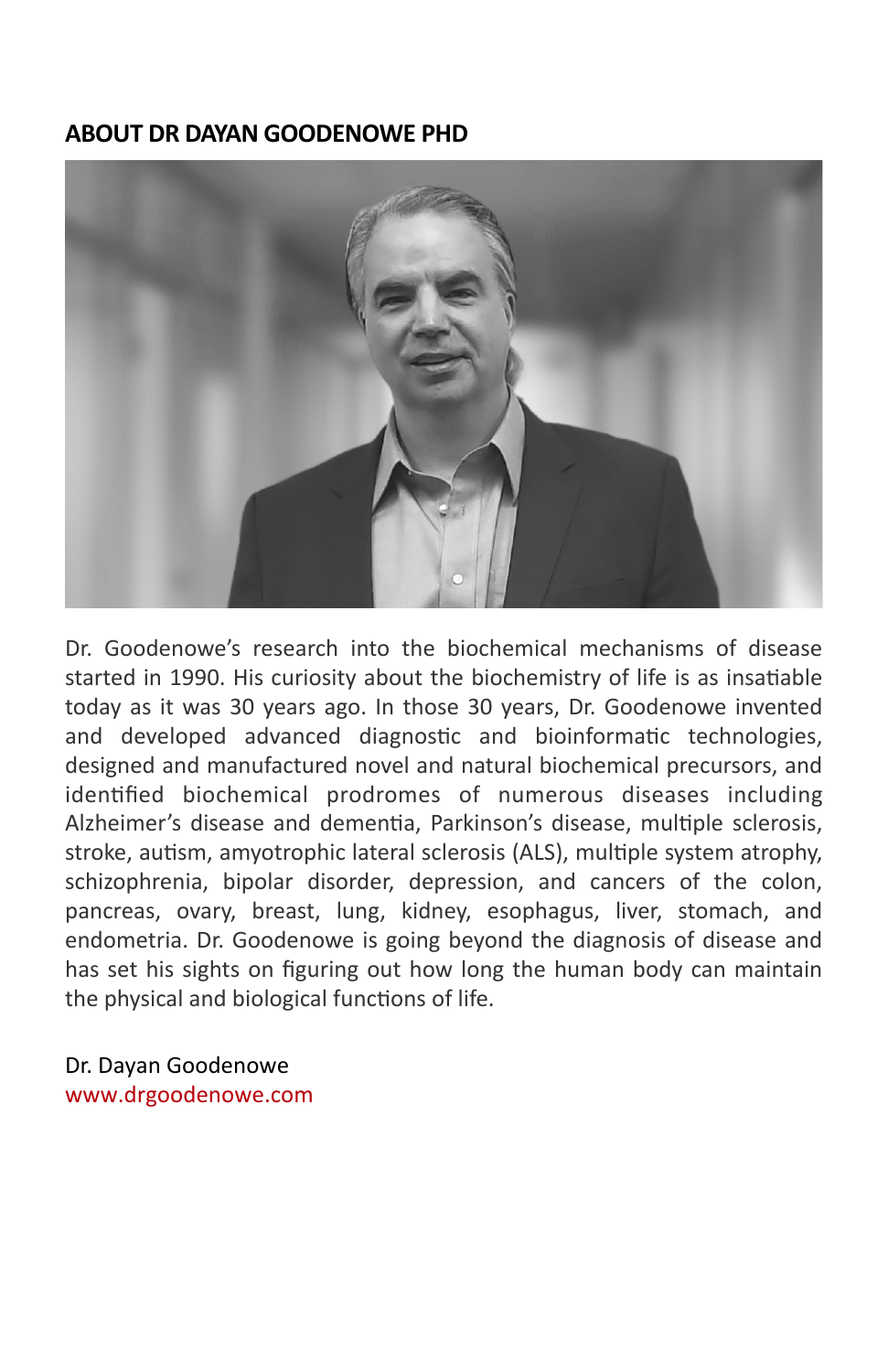## ABOUT DR DAYAN GOODENOWE PHD

Dr. Goodenowe's research into the biochemical mechanisms of disease started in 1990. His curiosity about the biochemistry of life is as insatiable today as it was 30 years ago. In those 30 years, Dr. Goodenowe invented and developed advanced diagnostic and bioinformatic technologies, designed and manufactured novel and natural biochemical precursors, and identified biochemical prodromes of numerous diseases including Alzheimer's disease and dementia, Parkinson's disease, multiple sclerosis, stroke, autism, amyotrophic lateral sclerosis (ALS), multiple system atrophy, schizophrenia, bipolar disorder, depression, and cancers of the colon, pancreas, ovary, breast, lung, kidney, esophagus, liver, stomach, and endometria. Dr. Goodenowe is going beyond the diagnosis of disease and has set his sights on figuring out how long the human body can maintain the physical and biological functions of life.

Dr. Dayan Goodenowe
www.drgoodenowe.com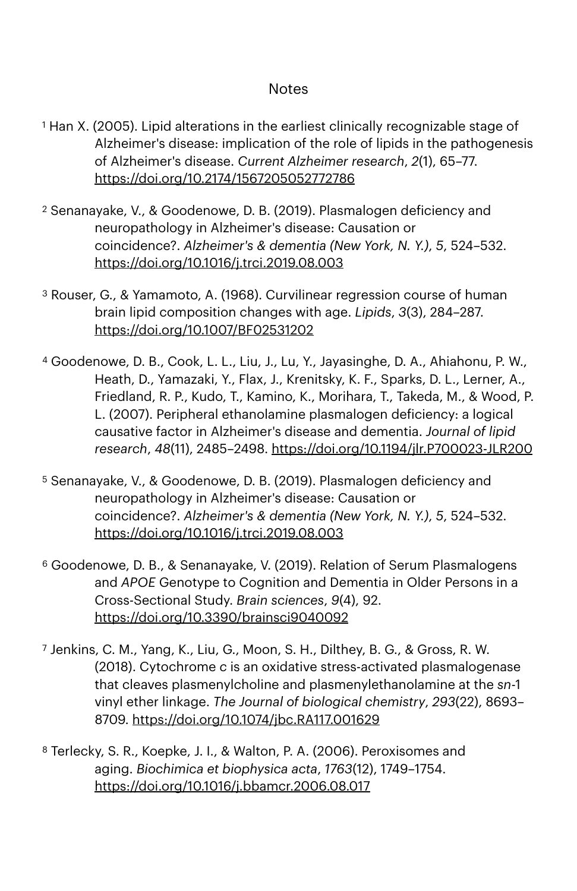## Notes

[1] Han X. (2005). Lipid alterations in the earliest clinically recognizable stage of Alzheimer's disease: implication of the role of lipids in the pathogenesis of Alzheimer's disease. *Current Alzheimer research*, *2*(1), 65–77. https://doi.org/10.2174/1567205052772786

[2] Senanayake, V., & Goodenowe, D. B. (2019). Plasmalogen deficiency and neuropathology in Alzheimer's disease: Causation or coincidence?. *Alzheimer's & dementia (New York, N. Y.)*, *5*, 524–532. https://doi.org/10.1016/j.trci.2019.08.003

[3] Rouser, G., & Yamamoto, A. (1968). Curvilinear regression course of human brain lipid composition changes with age. *Lipids*, *3*(3), 284–287. https://doi.org/10.1007/BF02531202

[4] Goodenowe, D. B., Cook, L. L., Liu, J., Lu, Y., Jayasinghe, D. A., Ahiahonu, P. W., Heath, D., Yamazaki, Y., Flax, J., Krenitsky, K. F., Sparks, D. L., Lerner, A., Friedland, R. P., Kudo, T., Kamino, K., Morihara, T., Takeda, M., & Wood, P. L. (2007). Peripheral ethanolamine plasmalogen deficiency: a logical causative factor in Alzheimer's disease and dementia. *Journal of lipid research*, *48*(11), 2485–2498. https://doi.org/10.1194/jlr.P700023-JLR200

[5] Senanayake, V., & Goodenowe, D. B. (2019). Plasmalogen deficiency and neuropathology in Alzheimer's disease: Causation or coincidence?. *Alzheimer's & dementia (New York, N. Y.)*, *5*, 524–532. https://doi.org/10.1016/j.trci.2019.08.003

[6] Goodenowe, D. B., & Senanayake, V. (2019). Relation of Serum Plasmalogens and *APOE* Genotype to Cognition and Dementia in Older Persons in a Cross-Sectional Study. *Brain sciences*, *9*(4), 92. https://doi.org/10.3390/brainsci9040092

[7] Jenkins, C. M., Yang, K., Liu, G., Moon, S. H., Dilthey, B. G., & Gross, R. W. (2018). Cytochrome *c* is an oxidative stress-activated plasmalogenase that cleaves plasmenylcholine and plasmenylethanolamine at the *sn*-1 vinyl ether linkage. *The Journal of biological chemistry*, *293*(22), 8693–8709. https://doi.org/10.1074/jbc.RA117.001629

[8] Terlecky, S. R., Koepke, J. I., & Walton, P. A. (2006). Peroxisomes and aging. *Biochimica et biophysica acta*, *1763*(12), 1749–1754. https://doi.org/10.1016/j.bbamcr.2006.08.017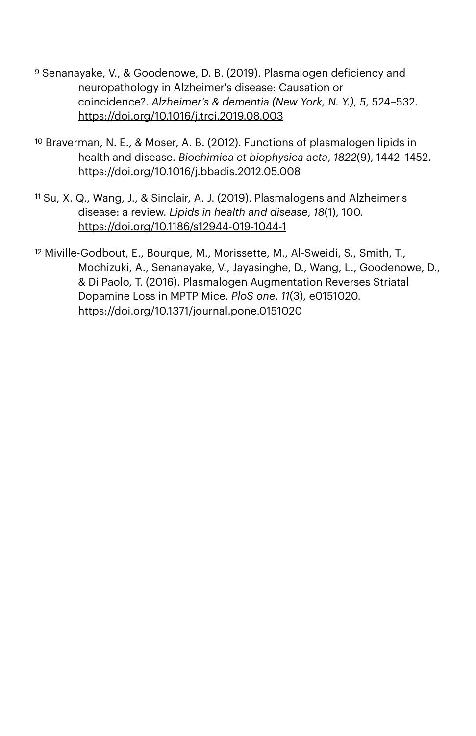[9] Senanayake, V., & Goodenowe, D. B. (2019). Plasmalogen deficiency and neuropathology in Alzheimer's disease: Causation or coincidence?. *Alzheimer's & dementia (New York, N. Y.)*, *5*, 524–532. https://doi.org/10.1016/j.trci.2019.08.003

[10] Braverman, N. E., & Moser, A. B. (2012). Functions of plasmalogen lipids in health and disease. *Biochimica et biophysica acta*, *1822*(9), 1442–1452. https://doi.org/10.1016/j.bbadis.2012.05.008

[11] Su, X. Q., Wang, J., & Sinclair, A. J. (2019). Plasmalogens and Alzheimer's disease: a review. *Lipids in health and disease*, *18*(1), 100. https://doi.org/10.1186/s12944-019-1044-1

[12] Miville-Godbout, E., Bourque, M., Morissette, M., Al-Sweidi, S., Smith, T., Mochizuki, A., Senanayake, V., Jayasinghe, D., Wang, L., Goodenowe, D., & Di Paolo, T. (2016). Plasmalogen Augmentation Reverses Striatal Dopamine Loss in MPTP Mice. *PloS one*, *11*(3), e0151020. https://doi.org/10.1371/journal.pone.0151020